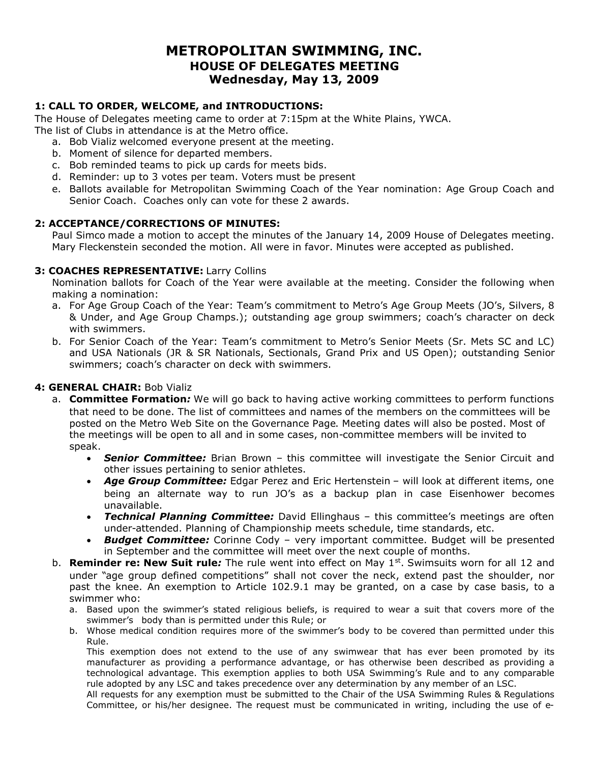# METROPOLITAN SWIMMING, INC.
## HOUSE OF DELEGATES MEETING
## Wednesday, May 13, 2009

**1: CALL TO ORDER, WELCOME, and INTRODUCTIONS:**

The House of Delegates meeting came to order at 7:15pm at the White Plains, YWCA.
The list of Clubs in attendance is at the Metro office.

a. Bob Vializ welcomed everyone present at the meeting.
b. Moment of silence for departed members.
c. Bob reminded teams to pick up cards for meets bids.
d. Reminder: up to 3 votes per team. Voters must be present
e. Ballots available for Metropolitan Swimming Coach of the Year nomination: Age Group Coach and Senior Coach. Coaches only can vote for these 2 awards.

**2: ACCEPTANCE/CORRECTIONS OF MINUTES:**

Paul Simco made a motion to accept the minutes of the January 14, 2009 House of Delegates meeting. Mary Fleckenstein seconded the motion. All were in favor. Minutes were accepted as published.

**3: COACHES REPRESENTATIVE:** Larry Collins

Nomination ballots for Coach of the Year were available at the meeting. Consider the following when making a nomination:

a. For Age Group Coach of the Year: Team's commitment to Metro's Age Group Meets (JO's, Silvers, 8 & Under, and Age Group Champs.); outstanding age group swimmers; coach's character on deck with swimmers.
b. For Senior Coach of the Year: Team's commitment to Metro's Senior Meets (Sr. Mets SC and LC) and USA Nationals (JR & SR Nationals, Sectionals, Grand Prix and US Open); outstanding Senior swimmers; coach's character on deck with swimmers.

**4: GENERAL CHAIR:** Bob Vializ

a. **Committee Formation***:* We will go back to having active working committees to perform functions that need to be done. The list of committees and names of the members on the committees will be posted on the Metro Web Site on the Governance Page. Meeting dates will also be posted. Most of the meetings will be open to all and in some cases, non-committee members will be invited to speak.
   - ***Senior Committee:*** Brian Brown – this committee will investigate the Senior Circuit and other issues pertaining to senior athletes.
   - ***Age Group Committee:*** Edgar Perez and Eric Hertenstein – will look at different items, one being an alternate way to run JO's as a backup plan in case Eisenhower becomes unavailable.
   - ***Technical Planning Committee:*** David Ellinghaus – this committee's meetings are often under-attended. Planning of Championship meets schedule, time standards, etc.
   - ***Budget Committee:*** Corinne Cody – very important committee. Budget will be presented in September and the committee will meet over the next couple of months.
b. **Reminder re: New Suit rule***:* The rule went into effect on May 1st. Swimsuits worn for all 12 and under "age group defined competitions" shall not cover the neck, extend past the shoulder, nor past the knee. An exemption to Article 102.9.1 may be granted, on a case by case basis, to a swimmer who:
   a. Based upon the swimmer's stated religious beliefs, is required to wear a suit that covers more of the swimmer's body than is permitted under this Rule; or
   b. Whose medical condition requires more of the swimmer's body to be covered than permitted under this Rule.

   This exemption does not extend to the use of any swimwear that has ever been promoted by its manufacturer as providing a performance advantage, or has otherwise been described as providing a technological advantage. This exemption applies to both USA Swimming's Rule and to any comparable rule adopted by any LSC and takes precedence over any determination by any member of an LSC.

   All requests for any exemption must be submitted to the Chair of the USA Swimming Rules & Regulations Committee, or his/her designee. The request must be communicated in writing, including the use of e-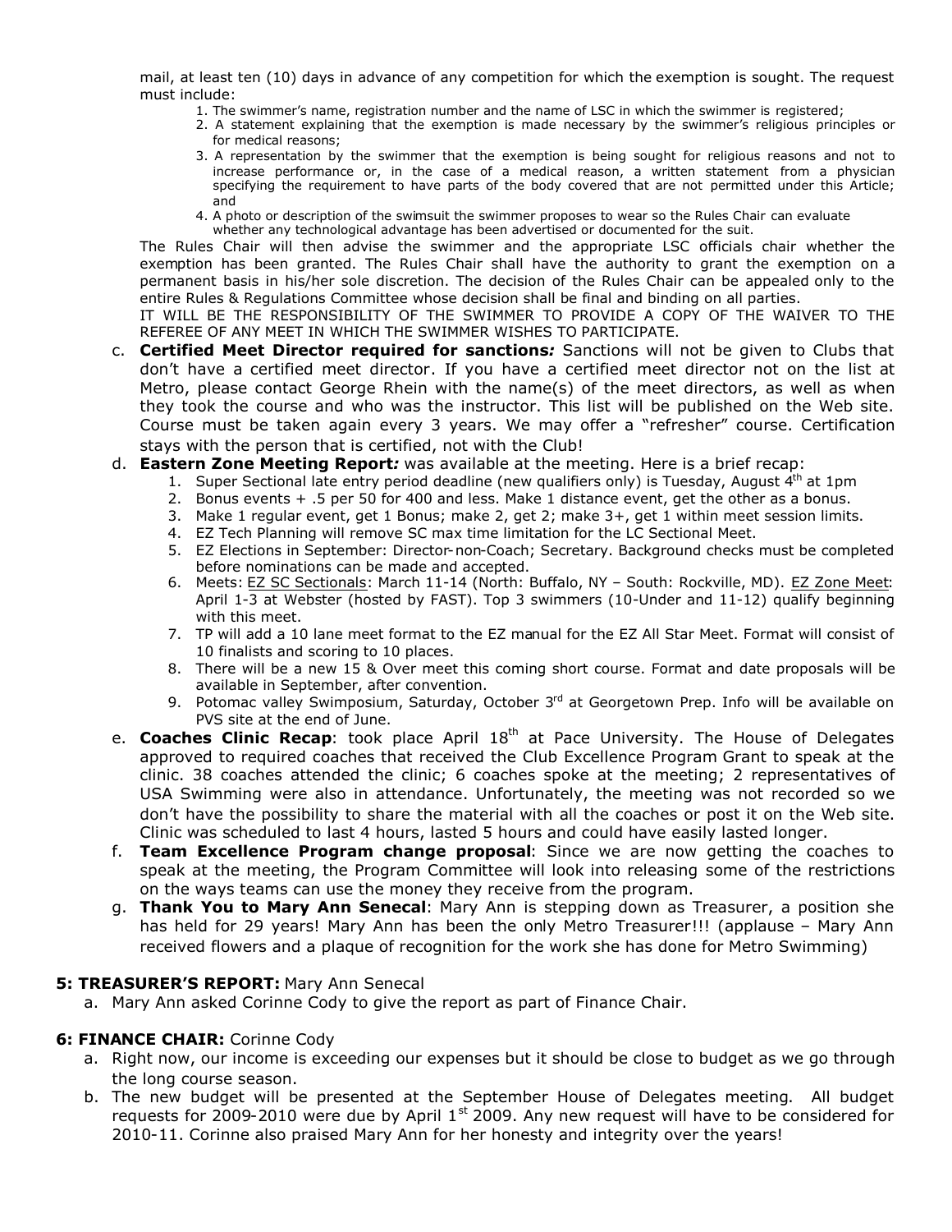mail, at least ten (10) days in advance of any competition for which the exemption is sought. The request must include:

1. The swimmer's name, registration number and the name of LSC in which the swimmer is registered;
2. A statement explaining that the exemption is made necessary by the swimmer's religious principles or for medical reasons;
3. A representation by the swimmer that the exemption is being sought for religious reasons and not to increase performance or, in the case of a medical reason, a written statement from a physician specifying the requirement to have parts of the body covered that are not permitted under this Article; and
4. A photo or description of the swimsuit the swimmer proposes to wear so the Rules Chair can evaluate whether any technological advantage has been advertised or documented for the suit.

The Rules Chair will then advise the swimmer and the appropriate LSC officials chair whether the exemption has been granted. The Rules Chair shall have the authority to grant the exemption on a permanent basis in his/her sole discretion. The decision of the Rules Chair can be appealed only to the entire Rules & Regulations Committee whose decision shall be final and binding on all parties.

IT WILL BE THE RESPONSIBILITY OF THE SWIMMER TO PROVIDE A COPY OF THE WAIVER TO THE REFEREE OF ANY MEET IN WHICH THE SWIMMER WISHES TO PARTICIPATE.

c. **Certified Meet Director required for sanctions*:*** Sanctions will not be given to Clubs that don't have a certified meet director. If you have a certified meet director not on the list at Metro, please contact George Rhein with the name(s) of the meet directors, as well as when they took the course and who was the instructor. This list will be published on the Web site. Course must be taken again every 3 years. We may offer a "refresher" course. Certification stays with the person that is certified, not with the Club!

d. **Eastern Zone Meeting Report*:*** was available at the meeting. Here is a brief recap:
   1. Super Sectional late entry period deadline (new qualifiers only) is Tuesday, August 4th at 1pm
   2. Bonus events + .5 per 50 for 400 and less. Make 1 distance event, get the other as a bonus.
   3. Make 1 regular event, get 1 Bonus; make 2, get 2; make 3+, get 1 within meet session limits.
   4. EZ Tech Planning will remove SC max time limitation for the LC Sectional Meet.
   5. EZ Elections in September: Director-non-Coach; Secretary. Background checks must be completed before nominations can be made and accepted.
   6. Meets: EZ SC Sectionals: March 11-14 (North: Buffalo, NY – South: Rockville, MD). EZ Zone Meet: April 1-3 at Webster (hosted by FAST). Top 3 swimmers (10-Under and 11-12) qualify beginning with this meet.
   7. TP will add a 10 lane meet format to the EZ manual for the EZ All Star Meet. Format will consist of 10 finalists and scoring to 10 places.
   8. There will be a new 15 & Over meet this coming short course. Format and date proposals will be available in September, after convention.
   9. Potomac valley Swimposium, Saturday, October 3rd at Georgetown Prep. Info will be available on PVS site at the end of June.

e. **Coaches Clinic Recap**: took place April 18th at Pace University. The House of Delegates approved to required coaches that received the Club Excellence Program Grant to speak at the clinic. 38 coaches attended the clinic; 6 coaches spoke at the meeting; 2 representatives of USA Swimming were also in attendance. Unfortunately, the meeting was not recorded so we don't have the possibility to share the material with all the coaches or post it on the Web site. Clinic was scheduled to last 4 hours, lasted 5 hours and could have easily lasted longer.

f. **Team Excellence Program change proposal**: Since we are now getting the coaches to speak at the meeting, the Program Committee will look into releasing some of the restrictions on the ways teams can use the money they receive from the program.

g. **Thank You to Mary Ann Senecal**: Mary Ann is stepping down as Treasurer, a position she has held for 29 years! Mary Ann has been the only Metro Treasurer!!! (applause – Mary Ann received flowers and a plaque of recognition for the work she has done for Metro Swimming)

**5: TREASURER'S REPORT:** Mary Ann Senecal

a. Mary Ann asked Corinne Cody to give the report as part of Finance Chair.

**6: FINANCE CHAIR:** Corinne Cody

a. Right now, our income is exceeding our expenses but it should be close to budget as we go through the long course season.
b. The new budget will be presented at the September House of Delegates meeting. All budget requests for 2009-2010 were due by April 1st 2009. Any new request will have to be considered for 2010-11. Corinne also praised Mary Ann for her honesty and integrity over the years!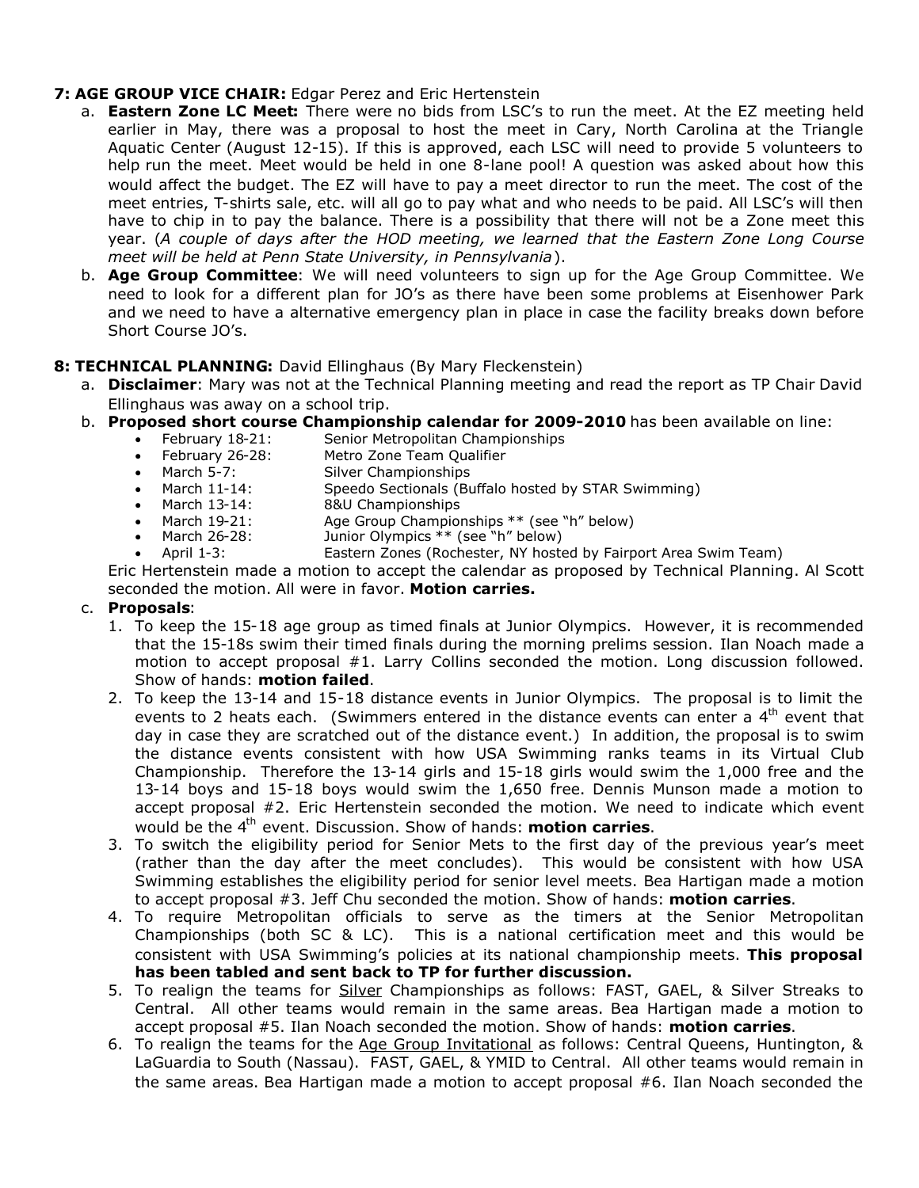**7: AGE GROUP VICE CHAIR:** Edgar Perez and Eric Hertenstein

a. **Eastern Zone LC Meet:** There were no bids from LSC's to run the meet. At the EZ meeting held earlier in May, there was a proposal to host the meet in Cary, North Carolina at the Triangle Aquatic Center (August 12-15). If this is approved, each LSC will need to provide 5 volunteers to help run the meet. Meet would be held in one 8-lane pool! A question was asked about how this would affect the budget. The EZ will have to pay a meet director to run the meet. The cost of the meet entries, T-shirts sale, etc. will all go to pay what and who needs to be paid. All LSC's will then have to chip in to pay the balance. There is a possibility that there will not be a Zone meet this year. (*A couple of days after the HOD meeting, we learned that the Eastern Zone Long Course meet will be held at Penn State University, in Pennsylvania*).
b. **Age Group Committee**: We will need volunteers to sign up for the Age Group Committee. We need to look for a different plan for JO's as there have been some problems at Eisenhower Park and we need to have a alternative emergency plan in place in case the facility breaks down before Short Course JO's.

**8: TECHNICAL PLANNING:** David Ellinghaus (By Mary Fleckenstein)

a. **Disclaimer**: Mary was not at the Technical Planning meeting and read the report as TP Chair David Ellinghaus was away on a school trip.
b. **Proposed short course Championship calendar for 2009-2010** has been available on line:
   - February 18-21: Senior Metropolitan Championships
   - February 26-28: Metro Zone Team Qualifier
   - March 5-7: Silver Championships
   - March 11-14: Speedo Sectionals (Buffalo hosted by STAR Swimming)
   - March 13-14: 8&U Championships
   - March 19-21: Age Group Championships ** (see "h" below)
   - March 26-28: Junior Olympics ** (see "h" below)
   - April 1-3: Eastern Zones (Rochester, NY hosted by Fairport Area Swim Team)

   Eric Hertenstein made a motion to accept the calendar as proposed by Technical Planning. Al Scott seconded the motion. All were in favor. **Motion carries.**
c. **Proposals**:
   1. To keep the 15-18 age group as timed finals at Junior Olympics. However, it is recommended that the 15-18s swim their timed finals during the morning prelims session. Ilan Noach made a motion to accept proposal #1. Larry Collins seconded the motion. Long discussion followed. Show of hands: **motion failed**.
   2. To keep the 13-14 and 15-18 distance events in Junior Olympics. The proposal is to limit the events to 2 heats each. (Swimmers entered in the distance events can enter a 4th event that day in case they are scratched out of the distance event.) In addition, the proposal is to swim the distance events consistent with how USA Swimming ranks teams in its Virtual Club Championship. Therefore the 13-14 girls and 15-18 girls would swim the 1,000 free and the 13-14 boys and 15-18 boys would swim the 1,650 free. Dennis Munson made a motion to accept proposal #2. Eric Hertenstein seconded the motion. We need to indicate which event would be the 4th event. Discussion. Show of hands: **motion carries**.
   3. To switch the eligibility period for Senior Mets to the first day of the previous year's meet (rather than the day after the meet concludes). This would be consistent with how USA Swimming establishes the eligibility period for senior level meets. Bea Hartigan made a motion to accept proposal #3. Jeff Chu seconded the motion. Show of hands: **motion carries**.
   4. To require Metropolitan officials to serve as the timers at the Senior Metropolitan Championships (both SC & LC). This is a national certification meet and this would be consistent with USA Swimming's policies at its national championship meets. **This proposal has been tabled and sent back to TP for further discussion.**
   5. To realign the teams for <u>Silver</u> Championships as follows: FAST, GAEL, & Silver Streaks to Central. All other teams would remain in the same areas. Bea Hartigan made a motion to accept proposal #5. Ilan Noach seconded the motion. Show of hands: **motion carries**.
   6. To realign the teams for the <u>Age Group Invitational</u> as follows: Central Queens, Huntington, & LaGuardia to South (Nassau). FAST, GAEL, & YMID to Central. All other teams would remain in the same areas. Bea Hartigan made a motion to accept proposal #6. Ilan Noach seconded the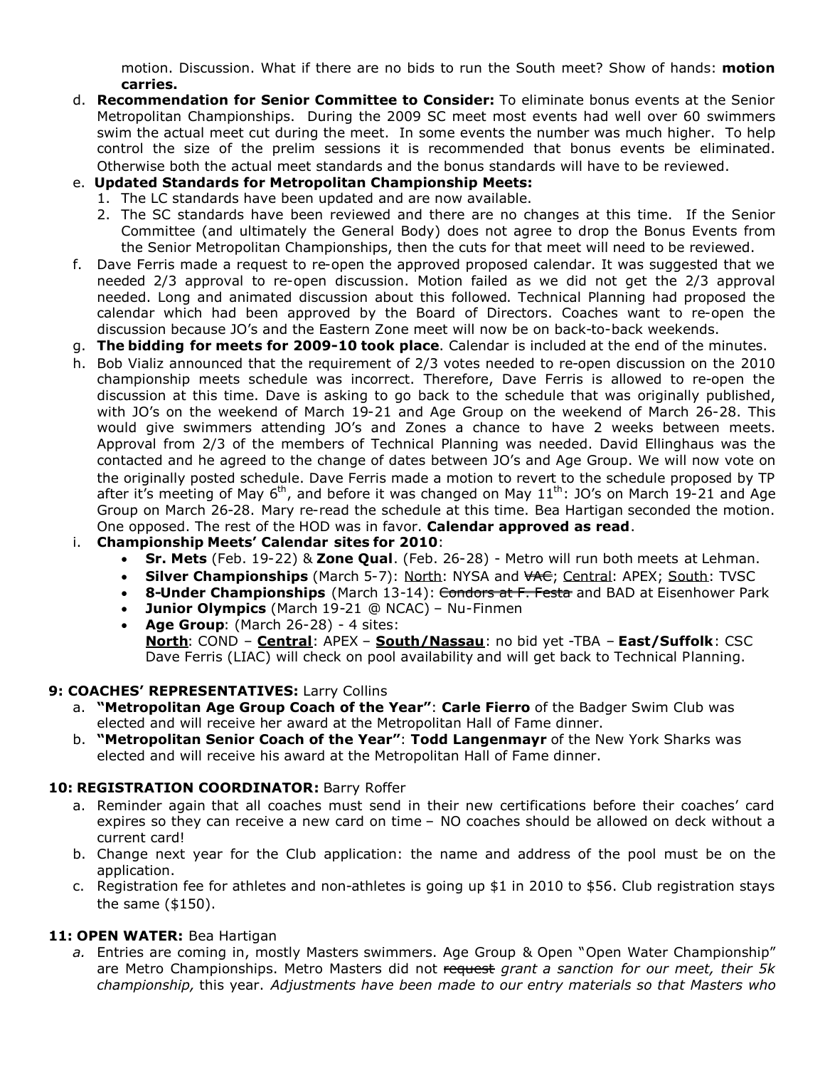motion. Discussion. What if there are no bids to run the South meet? Show of hands: **motion carries.**

d. **Recommendation for Senior Committee to Consider:** To eliminate bonus events at the Senior Metropolitan Championships. During the 2009 SC meet most events had well over 60 swimmers swim the actual meet cut during the meet. In some events the number was much higher. To help control the size of the prelim sessions it is recommended that bonus events be eliminated. Otherwise both the actual meet standards and the bonus standards will have to be reviewed.

e. **Updated Standards for Metropolitan Championship Meets:**
   1. The LC standards have been updated and are now available.
   2. The SC standards have been reviewed and there are no changes at this time. If the Senior Committee (and ultimately the General Body) does not agree to drop the Bonus Events from the Senior Metropolitan Championships, then the cuts for that meet will need to be reviewed.

f. Dave Ferris made a request to re-open the approved proposed calendar. It was suggested that we needed 2/3 approval to re-open discussion. Motion failed as we did not get the 2/3 approval needed. Long and animated discussion about this followed. Technical Planning had proposed the calendar which had been approved by the Board of Directors. Coaches want to re-open the discussion because JO's and the Eastern Zone meet will now be on back-to-back weekends.

g. **The bidding for meets for 2009-10 took place**. Calendar is included at the end of the minutes.

h. Bob Vializ announced that the requirement of 2/3 votes needed to re-open discussion on the 2010 championship meets schedule was incorrect. Therefore, Dave Ferris is allowed to re-open the discussion at this time. Dave is asking to go back to the schedule that was originally published, with JO's on the weekend of March 19-21 and Age Group on the weekend of March 26-28. This would give swimmers attending JO's and Zones a chance to have 2 weeks between meets. Approval from 2/3 of the members of Technical Planning was needed. David Ellinghaus was the contacted and he agreed to the change of dates between JO's and Age Group. We will now vote on the originally posted schedule. Dave Ferris made a motion to revert to the schedule proposed by TP after it's meeting of May 6th, and before it was changed on May 11th: JO's on March 19-21 and Age Group on March 26-28. Mary re-read the schedule at this time. Bea Hartigan seconded the motion. One opposed. The rest of the HOD was in favor. **Calendar approved as read**.

i. **Championship Meets' Calendar sites for 2010**:
   - **Sr. Mets** (Feb. 19-22) & **Zone Qual**. (Feb. 26-28) - Metro will run both meets at Lehman.
   - **Silver Championships** (March 5-7): North: NYSA and ~~VAC~~; Central: APEX; South: TVSC
   - **8-Under Championships** (March 13-14): ~~Condors at F. Festa~~ and BAD at Eisenhower Park
   - **Junior Olympics** (March 19-21 @ NCAC) – Nu-Finmen
   - **Age Group**: (March 26-28) - 4 sites:
     **North**: COND – **Central**: APEX – **South/Nassau**: no bid yet -TBA – **East/Suffolk**: CSC
     Dave Ferris (LIAC) will check on pool availability and will get back to Technical Planning.

## 9: COACHES' REPRESENTATIVES: Larry Collins

a. **"Metropolitan Age Group Coach of the Year"**: **Carle Fierro** of the Badger Swim Club was elected and will receive her award at the Metropolitan Hall of Fame dinner.
b. **"Metropolitan Senior Coach of the Year"**: **Todd Langenmayr** of the New York Sharks was elected and will receive his award at the Metropolitan Hall of Fame dinner.

## 10: REGISTRATION COORDINATOR: Barry Roffer

a. Reminder again that all coaches must send in their new certifications before their coaches' card expires so they can receive a new card on time – NO coaches should be allowed on deck without a current card!
b. Change next year for the Club application: the name and address of the pool must be on the application.
c. Registration fee for athletes and non-athletes is going up $1 in 2010 to $56. Club registration stays the same ($150).

## 11: OPEN WATER: Bea Hartigan

*a.* Entries are coming in, mostly Masters swimmers. Age Group & Open "Open Water Championship" are Metro Championships. Metro Masters did not ~~request~~ *grant a sanction for our meet, their 5k championship,* this year. *Adjustments have been made to our entry materials so that Masters who*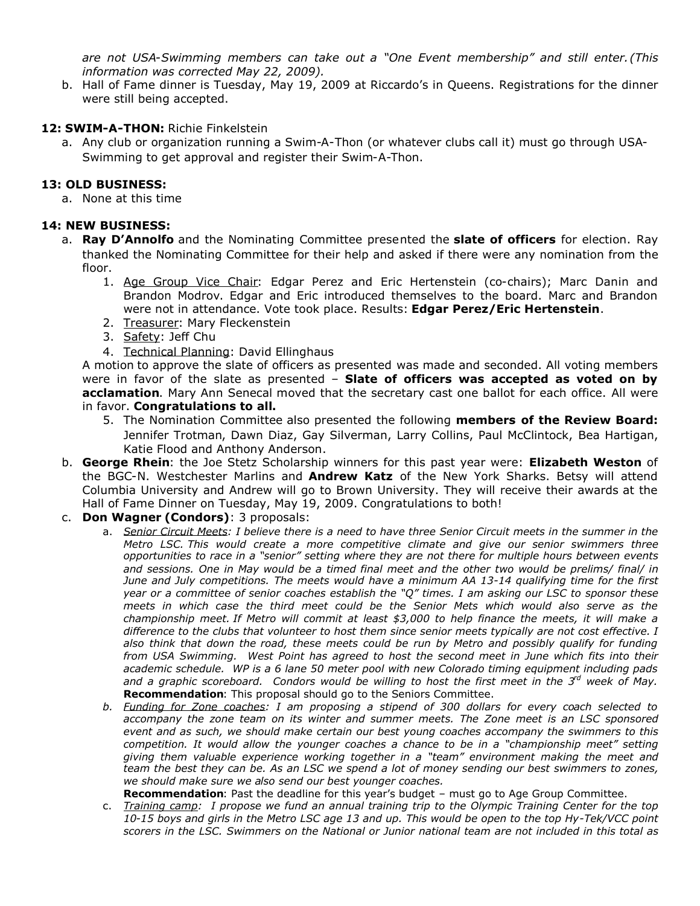*are not USA-Swimming members can take out a "One Event membership" and still enter. (This information was corrected May 22, 2009).*

b. Hall of Fame dinner is Tuesday, May 19, 2009 at Riccardo's in Queens. Registrations for the dinner were still being accepted.

**12: SWIM-A-THON:** Richie Finkelstein

a. Any club or organization running a Swim-A-Thon (or whatever clubs call it) must go through USA-Swimming to get approval and register their Swim-A-Thon.

**13: OLD BUSINESS:**

a. None at this time

**14: NEW BUSINESS:**

a. **Ray D'Annolfo** and the Nominating Committee presented the **slate of officers** for election. Ray thanked the Nominating Committee for their help and asked if there were any nomination from the floor.
   1. Age Group Vice Chair: Edgar Perez and Eric Hertenstein (co-chairs); Marc Danin and Brandon Modrov. Edgar and Eric introduced themselves to the board. Marc and Brandon were not in attendance. Vote took place. Results: **Edgar Perez/Eric Hertenstein**.
   2. Treasurer: Mary Fleckenstein
   3. Safety: Jeff Chu
   4. Technical Planning: David Ellinghaus

   A motion to approve the slate of officers as presented was made and seconded. All voting members were in favor of the slate as presented – **Slate of officers was accepted as voted on by acclamation**. Mary Ann Senecal moved that the secretary cast one ballot for each office. All were in favor. **Congratulations to all.**

   5. The Nomination Committee also presented the following **members of the Review Board:** Jennifer Trotman, Dawn Diaz, Gay Silverman, Larry Collins, Paul McClintock, Bea Hartigan, Katie Flood and Anthony Anderson.

b. **George Rhein**: the Joe Stetz Scholarship winners for this past year were: **Elizabeth Weston** of the BGC-N. Westchester Marlins and **Andrew Katz** of the New York Sharks. Betsy will attend Columbia University and Andrew will go to Brown University. They will receive their awards at the Hall of Fame Dinner on Tuesday, May 19, 2009. Congratulations to both!

c. **Don Wagner (Condors)**: 3 proposals:
   a. *Senior Circuit Meets: I believe there is a need to have three Senior Circuit meets in the summer in the Metro LSC. This would create a more competitive climate and give our senior swimmers three opportunities to race in a "senior" setting where they are not there for multiple hours between events and sessions. One in May would be a timed final meet and the other two would be prelims/ final/ in June and July competitions. The meets would have a minimum AA 13-14 qualifying time for the first year or a committee of senior coaches establish the "Q" times. I am asking our LSC to sponsor these meets in which case the third meet could be the Senior Mets which would also serve as the championship meet. If Metro will commit at least $3,000 to help finance the meets, it will make a difference to the clubs that volunteer to host them since senior meets typically are not cost effective. I also think that down the road, these meets could be run by Metro and possibly qualify for funding from USA Swimming. West Point has agreed to host the second meet in June which fits into their academic schedule. WP is a 6 lane 50 meter pool with new Colorado timing equipment including pads and a graphic scoreboard. Condors would be willing to host the first meet in the 3rd week of May.*
   **Recommendation**: This proposal should go to the Seniors Committee.
   b. *Funding for Zone coaches: I am proposing a stipend of 300 dollars for every coach selected to accompany the zone team on its winter and summer meets. The Zone meet is an LSC sponsored event and as such, we should make certain our best young coaches accompany the swimmers to this competition. It would allow the younger coaches a chance to be in a "championship meet" setting giving them valuable experience working together in a "team" environment making the meet and team the best they can be. As an LSC we spend a lot of money sending our best swimmers to zones, we should make sure we also send our best younger coaches.*
   **Recommendation**: Past the deadline for this year's budget – must go to Age Group Committee.
   c. *Training camp: I propose we fund an annual training trip to the Olympic Training Center for the top 10-15 boys and girls in the Metro LSC age 13 and up. This would be open to the top Hy-Tek/VCC point scorers in the LSC. Swimmers on the National or Junior national team are not included in this total as*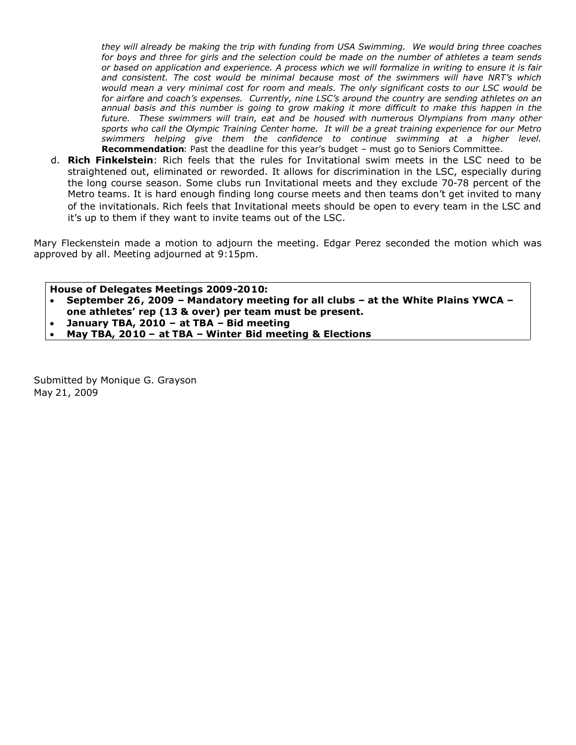*they will already be making the trip with funding from USA Swimming. We would bring three coaches for boys and three for girls and the selection could be made on the number of athletes a team sends or based on application and experience. A process which we will formalize in writing to ensure it is fair and consistent. The cost would be minimal because most of the swimmers will have NRT's which would mean a very minimal cost for room and meals. The only significant costs to our LSC would be for airfare and coach's expenses. Currently, nine LSC's around the country are sending athletes on an annual basis and this number is going to grow making it more difficult to make this happen in the future. These swimmers will train, eat and be housed with numerous Olympians from many other sports who call the Olympic Training Center home. It will be a great training experience for our Metro swimmers helping give them the confidence to continue swimming at a higher level.*
**Recommendation**: Past the deadline for this year's budget – must go to Seniors Committee.

d. **Rich Finkelstein**: Rich feels that the rules for Invitational swim meets in the LSC need to be straightened out, eliminated or reworded. It allows for discrimination in the LSC, especially during the long course season. Some clubs run Invitational meets and they exclude 70-78 percent of the Metro teams. It is hard enough finding long course meets and then teams don't get invited to many of the invitationals. Rich feels that Invitational meets should be open to every team in the LSC and it's up to them if they want to invite teams out of the LSC.

Mary Fleckenstein made a motion to adjourn the meeting. Edgar Perez seconded the motion which was approved by all. Meeting adjourned at 9:15pm.

**House of Delegates Meetings 2009-2010:**
- **September 26, 2009 – Mandatory meeting for all clubs – at the White Plains YWCA – one athletes' rep (13 & over) per team must be present.**
- **January TBA, 2010 – at TBA – Bid meeting**
- **May TBA, 2010 – at TBA – Winter Bid meeting & Elections**

Submitted by Monique G. Grayson
May 21, 2009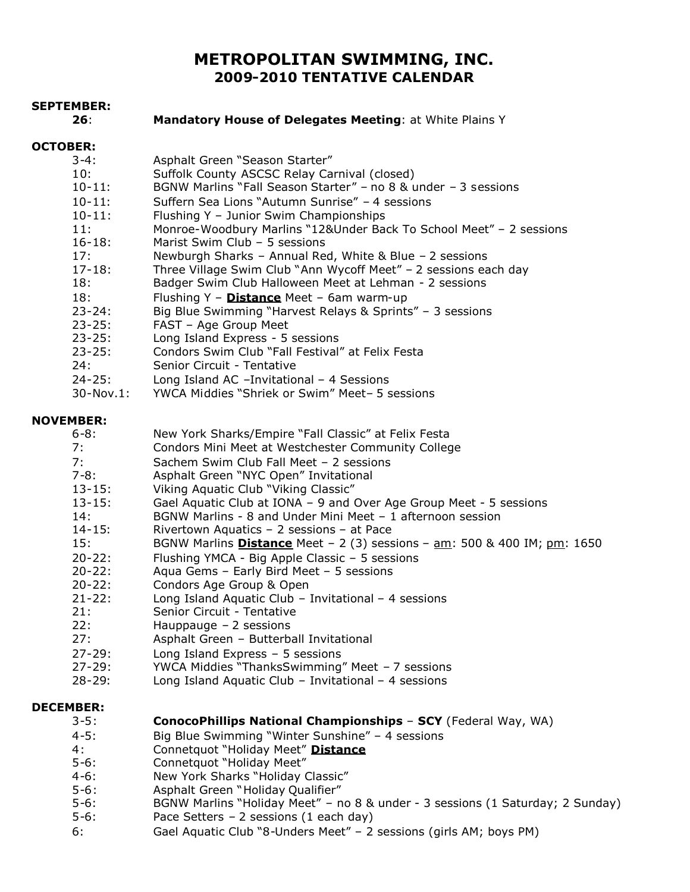# METROPOLITAN SWIMMING, INC.
## 2009-2010 TENTATIVE CALENDAR

**SEPTEMBER:**

**26**: **Mandatory House of Delegates Meeting**: at White Plains Y

**OCTOBER:**

3-4: Asphalt Green "Season Starter"
10: Suffolk County ASCSC Relay Carnival (closed)
10-11: BGNW Marlins "Fall Season Starter" – no 8 & under – 3 sessions
10-11: Suffern Sea Lions "Autumn Sunrise" – 4 sessions
10-11: Flushing Y – Junior Swim Championships
11: Monroe-Woodbury Marlins "12&Under Back To School Meet" – 2 sessions
16-18: Marist Swim Club – 5 sessions
17: Newburgh Sharks – Annual Red, White & Blue – 2 sessions
17-18: Three Village Swim Club "Ann Wycoff Meet" – 2 sessions each day
18: Badger Swim Club Halloween Meet at Lehman - 2 sessions
18: Flushing Y – **Distance** Meet – 6am warm-up
23-24: Big Blue Swimming "Harvest Relays & Sprints" – 3 sessions
23-25: FAST – Age Group Meet
23-25: Long Island Express - 5 sessions
23-25: Condors Swim Club "Fall Festival" at Felix Festa
24: Senior Circuit - Tentative
24-25: Long Island AC –Invitational – 4 Sessions
30-Nov.1: YWCA Middies "Shriek or Swim" Meet– 5 sessions

**NOVEMBER:**

6-8: New York Sharks/Empire "Fall Classic" at Felix Festa
7: Condors Mini Meet at Westchester Community College
7: Sachem Swim Club Fall Meet – 2 sessions
7-8: Asphalt Green "NYC Open" Invitational
13-15: Viking Aquatic Club "Viking Classic"
13-15: Gael Aquatic Club at IONA – 9 and Over Age Group Meet - 5 sessions
14: BGNW Marlins - 8 and Under Mini Meet – 1 afternoon session
14-15: Rivertown Aquatics – 2 sessions – at Pace
15: BGNW Marlins **Distance** Meet – 2 (3) sessions – am: 500 & 400 IM; pm: 1650
20-22: Flushing YMCA - Big Apple Classic – 5 sessions
20-22: Aqua Gems – Early Bird Meet – 5 sessions
20-22: Condors Age Group & Open
21-22: Long Island Aquatic Club – Invitational – 4 sessions
21: Senior Circuit - Tentative
22: Hauppauge – 2 sessions
27: Asphalt Green – Butterball Invitational
27-29: Long Island Express – 5 sessions
27-29: YWCA Middies "ThanksSwimming" Meet – 7 sessions
28-29: Long Island Aquatic Club – Invitational – 4 sessions

**DECEMBER:**

3-5: **ConocoPhillips National Championships** – **SCY** (Federal Way, WA)
4-5: Big Blue Swimming "Winter Sunshine" – 4 sessions
4: Connetquot "Holiday Meet" **Distance**
5-6: Connetquot "Holiday Meet"
4-6: New York Sharks "Holiday Classic"
5-6: Asphalt Green "Holiday Qualifier"
5-6: BGNW Marlins "Holiday Meet" – no 8 & under - 3 sessions (1 Saturday; 2 Sunday)
5-6: Pace Setters – 2 sessions (1 each day)
6: Gael Aquatic Club "8-Unders Meet" – 2 sessions (girls AM; boys PM)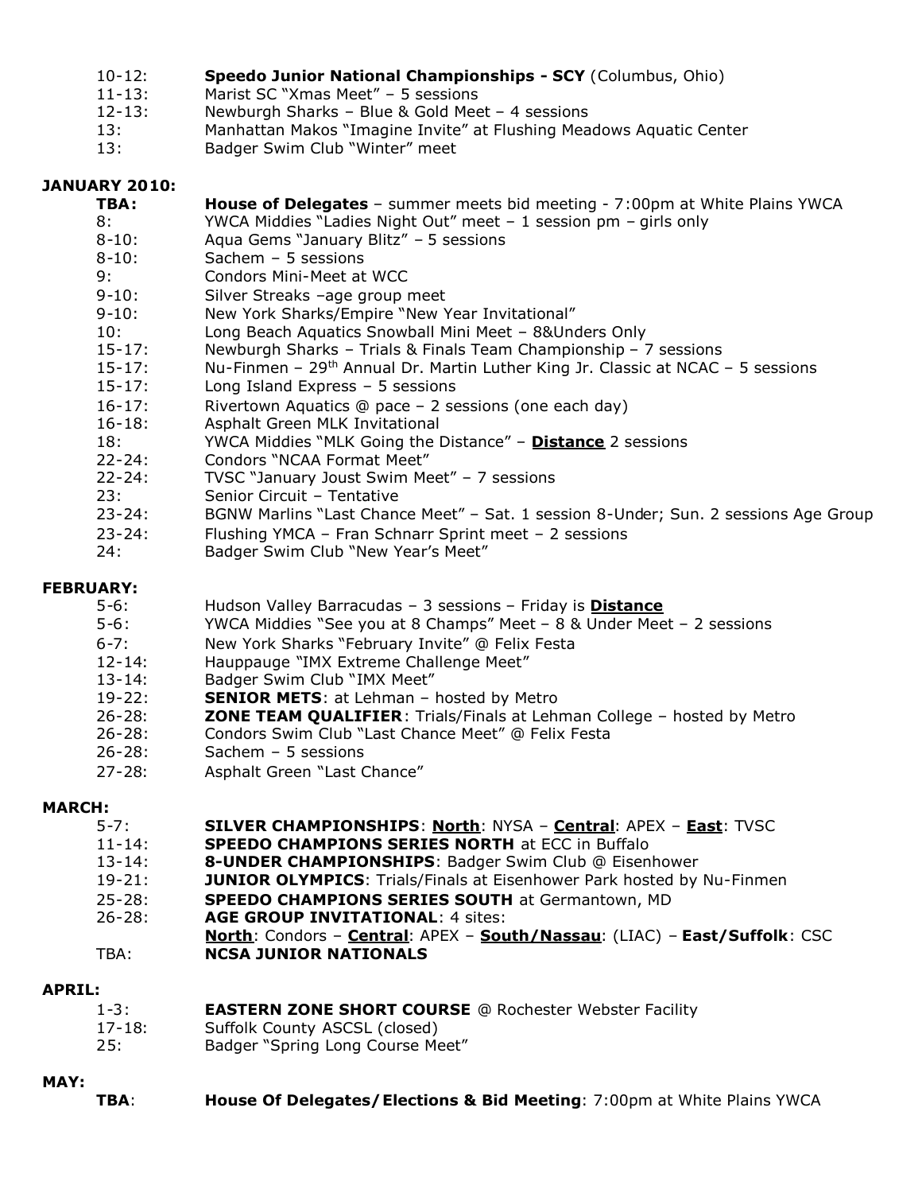10-12: **Speedo Junior National Championships - SCY** (Columbus, Ohio)
11-13: Marist SC "Xmas Meet" – 5 sessions
12-13: Newburgh Sharks – Blue & Gold Meet – 4 sessions
13: Manhattan Makos "Imagine Invite" at Flushing Meadows Aquatic Center
13: Badger Swim Club "Winter" meet

**JANUARY 2010:**

**TBA:** **House of Delegates** – summer meets bid meeting - 7:00pm at White Plains YWCA
8: YWCA Middies "Ladies Night Out" meet – 1 session pm – girls only
8-10: Aqua Gems "January Blitz" – 5 sessions
8-10: Sachem – 5 sessions
9: Condors Mini-Meet at WCC
9-10: Silver Streaks –age group meet
9-10: New York Sharks/Empire "New Year Invitational"
10: Long Beach Aquatics Snowball Mini Meet – 8&Unders Only
15-17: Newburgh Sharks – Trials & Finals Team Championship – 7 sessions
15-17: Nu-Finmen – 29th Annual Dr. Martin Luther King Jr. Classic at NCAC – 5 sessions
15-17: Long Island Express – 5 sessions
16-17: Rivertown Aquatics @ pace – 2 sessions (one each day)
16-18: Asphalt Green MLK Invitational
18: YWCA Middies "MLK Going the Distance" – **Distance** 2 sessions
22-24: Condors "NCAA Format Meet"
22-24: TVSC "January Joust Swim Meet" – 7 sessions
23: Senior Circuit – Tentative
23-24: BGNW Marlins "Last Chance Meet" – Sat. 1 session 8-Under; Sun. 2 sessions Age Group
23-24: Flushing YMCA – Fran Schnarr Sprint meet – 2 sessions
24: Badger Swim Club "New Year's Meet"

**FEBRUARY:**

5-6: Hudson Valley Barracudas – 3 sessions – Friday is **Distance**
5-6: YWCA Middies "See you at 8 Champs" Meet – 8 & Under Meet – 2 sessions
6-7: New York Sharks "February Invite" @ Felix Festa
12-14: Hauppauge "IMX Extreme Challenge Meet"
13-14: Badger Swim Club "IMX Meet"
19-22: **SENIOR METS**: at Lehman – hosted by Metro
26-28: **ZONE TEAM QUALIFIER**: Trials/Finals at Lehman College – hosted by Metro
26-28: Condors Swim Club "Last Chance Meet" @ Felix Festa
26-28: Sachem – 5 sessions
27-28: Asphalt Green "Last Chance"

**MARCH:**

5-7: **SILVER CHAMPIONSHIPS**: **North**: NYSA – **Central**: APEX – **East**: TVSC
11-14: **SPEEDO CHAMPIONS SERIES NORTH** at ECC in Buffalo
13-14: **8-UNDER CHAMPIONSHIPS**: Badger Swim Club @ Eisenhower
19-21: **JUNIOR OLYMPICS**: Trials/Finals at Eisenhower Park hosted by Nu-Finmen
25-28: **SPEEDO CHAMPIONS SERIES SOUTH** at Germantown, MD
26-28: **AGE GROUP INVITATIONAL**: 4 sites:
**North**: Condors – **Central**: APEX – **South/Nassau**: (LIAC) – **East/Suffolk**: CSC
TBA: **NCSA JUNIOR NATIONALS**

**APRIL:**

1-3: **EASTERN ZONE SHORT COURSE** @ Rochester Webster Facility
17-18: Suffolk County ASCSL (closed)
25: Badger "Spring Long Course Meet"

**MAY:**

**TBA**: **House Of Delegates/Elections & Bid Meeting**: 7:00pm at White Plains YWCA